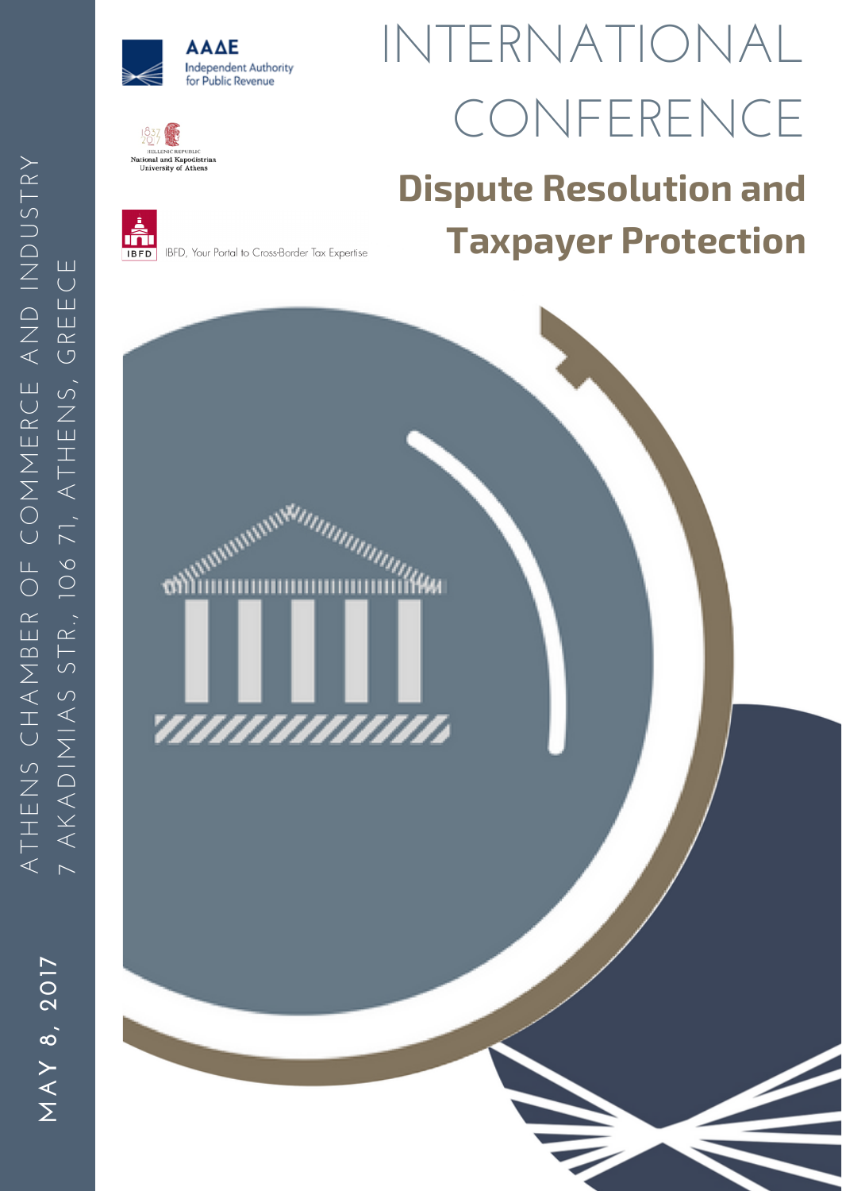ΑΑΔΕ
Independent Authority for Public Revenue

1837–2017
HELLENIC REPUBLIC
National and Kapodistrian University of Athens

IBFD
IBFD, Your Portal to Cross-Border Tax Expertise

# INTERNATIONAL CONFERENCE

## Dispute Resolution and Taxpayer Protection

ATHENS CHAMBER OF COMMERCE AND INDUSTRY
7 AKADIMIAS STR., 106 71, ATHENS, GREECE

MAY 8, 2017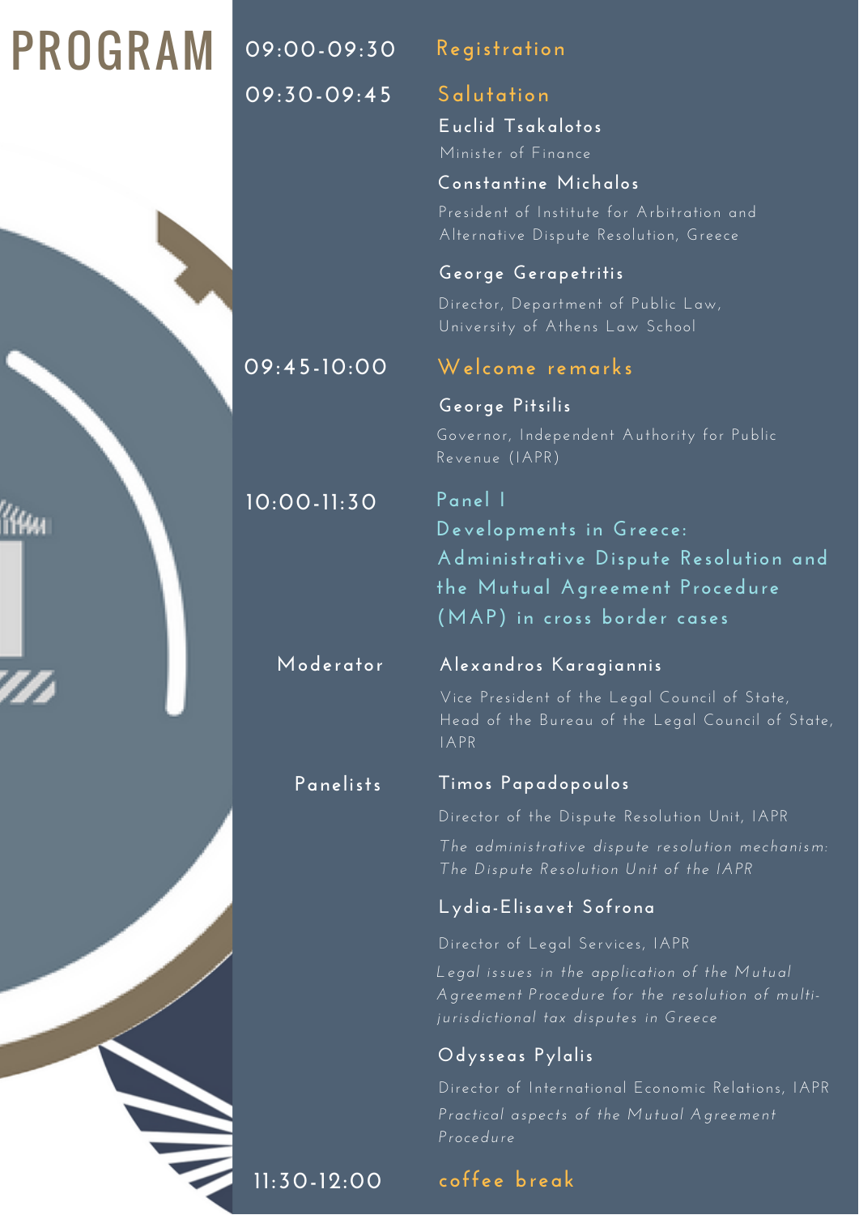# PROGRAM

**09:00-09:30** Registration

**09:30-09:45** Salutation

**Euclid Tsakalotos**
Minister of Finance

**Constantine Michalos**
President of Institute for Arbitration and Alternative Dispute Resolution, Greece

**George Gerapetritis**
Director, Department of Public Law, University of Athens Law School

**09:45-10:00** Welcome remarks

**George Pitsilis**
Governor, Independent Authority for Public Revenue (IAPR)

**10:00-11:30** Panel I
Developments in Greece: Administrative Dispute Resolution and the Mutual Agreement Procedure (MAP) in cross border cases

Moderator

**Alexandros Karagiannis**
Vice President of the Legal Council of State, Head of the Bureau of the Legal Council of State, IAPR

Panelists

**Timos Papadopoulos**
Director of the Dispute Resolution Unit, IAPR
*The administrative dispute resolution mechanism: The Dispute Resolution Unit of the IAPR*

**Lydia-Elisavet Sofrona**
Director of Legal Services, IAPR
*Legal issues in the application of the Mutual Agreement Procedure for the resolution of multi-jurisdictional tax disputes in Greece*

**Odysseas Pylalis**
Director of International Economic Relations, IAPR
*Practical aspects of the Mutual Agreement Procedure*

**11:30-12:00** coffee break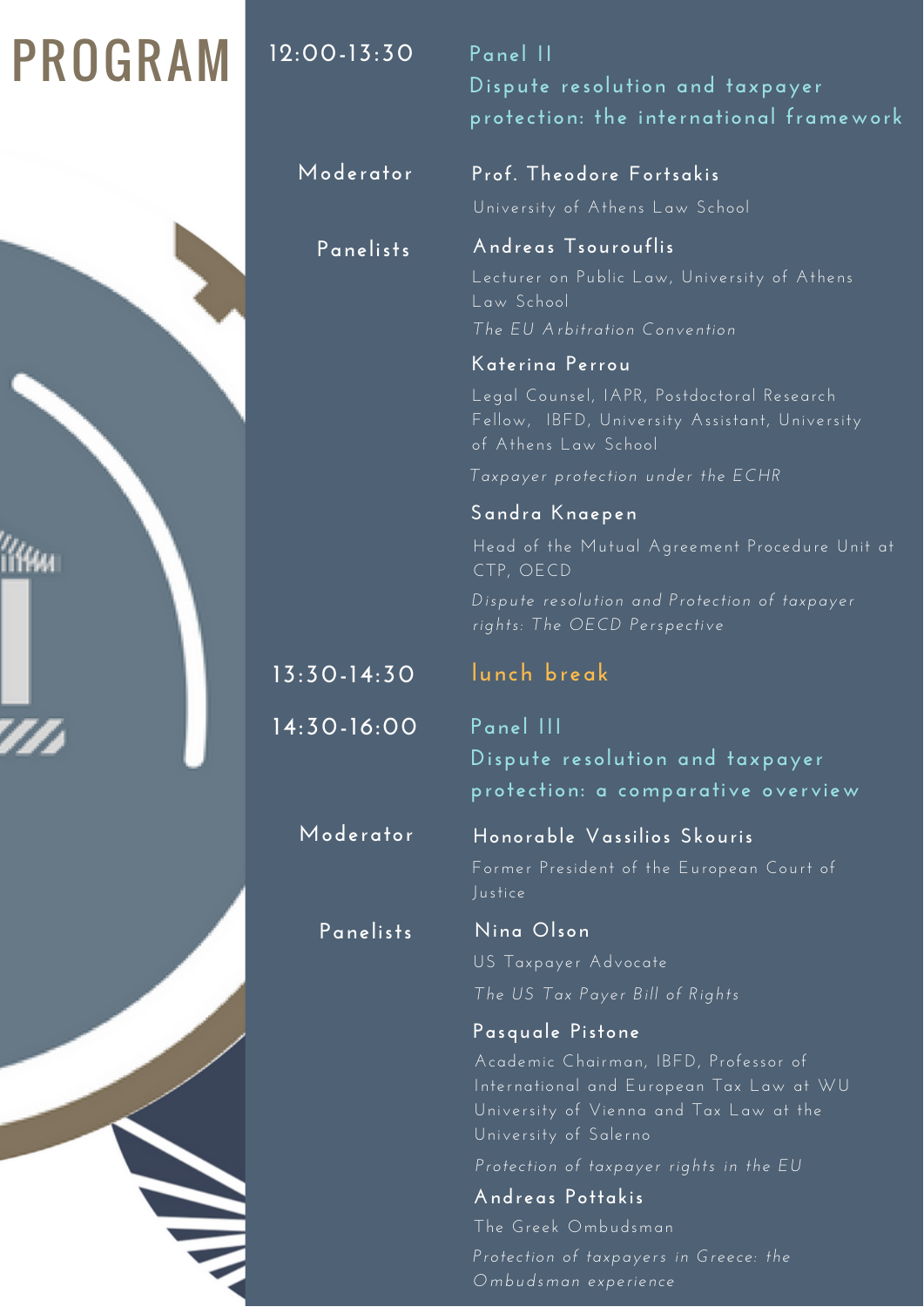# PROGRAM

## 12:00-13:30

### Panel II
### Dispute resolution and taxpayer protection: the international framework

**Moderator**

**Prof. Theodore Fortsakis**
University of Athens Law School

**Panelists**

**Andreas Tsourouflis**
Lecturer on Public Law, University of Athens Law School
*The EU Arbitration Convention*

**Katerina Perrou**
Legal Counsel, IAPR, Postdoctoral Research Fellow, IBFD, University Assistant, University of Athens Law School
*Taxpayer protection under the ECHR*

**Sandra Knaepen**
Head of the Mutual Agreement Procedure Unit at CTP, OECD
*Dispute resolution and Protection of taxpayer rights: The OECD Perspective*

## 13:30-14:30

lunch break

## 14:30-16:00

### Panel III
### Dispute resolution and taxpayer protection: a comparative overview

**Moderator**

**Honorable Vassilios Skouris**
Former President of the European Court of Justice

**Panelists**

**Nina Olson**
US Taxpayer Advocate
*The US Tax Payer Bill of Rights*

**Pasquale Pistone**
Academic Chairman, IBFD, Professor of International and European Tax Law at WU University of Vienna and Tax Law at the University of Salerno
*Protection of taxpayer rights in the EU*

**Andreas Pottakis**
The Greek Ombudsman
*Protection of taxpayers in Greece: the Ombudsman experience*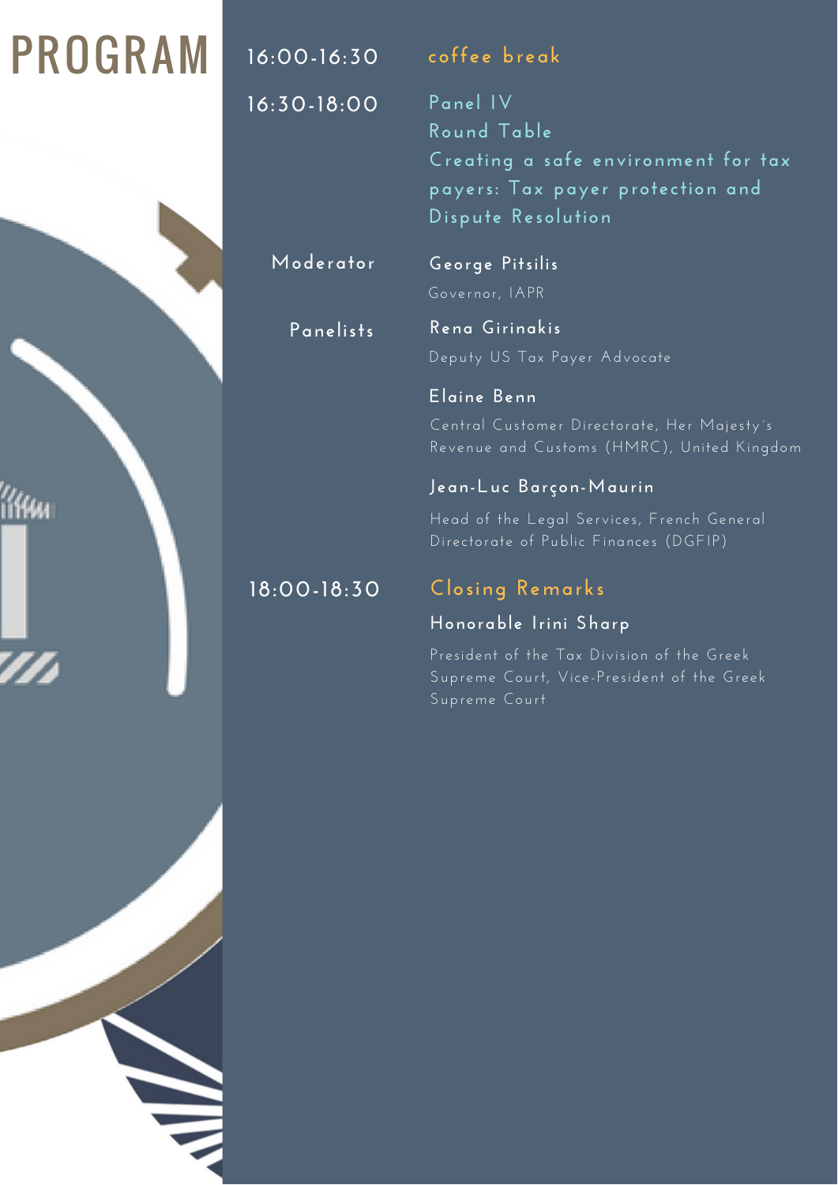# PROGRAM

**16:00-16:30** coffee break

**16:30-18:00** Panel IV

Round Table

Creating a safe environment for tax payers: Tax payer protection and Dispute Resolution

**Moderator**

**George Pitsilis**

Governor, IAPR

**Panelists**

**Rena Girinakis**

Deputy US Tax Payer Advocate

**Elaine Benn**

Central Customer Directorate, Her Majesty's Revenue and Customs (HMRC), United Kingdom

**Jean-Luc Barçon-Maurin**

Head of the Legal Services, French General Directorate of Public Finances (DGFIP)

**18:00-18:30** Closing Remarks

**Honorable Irini Sharp**

President of the Tax Division of the Greek Supreme Court, Vice-President of the Greek Supreme Court